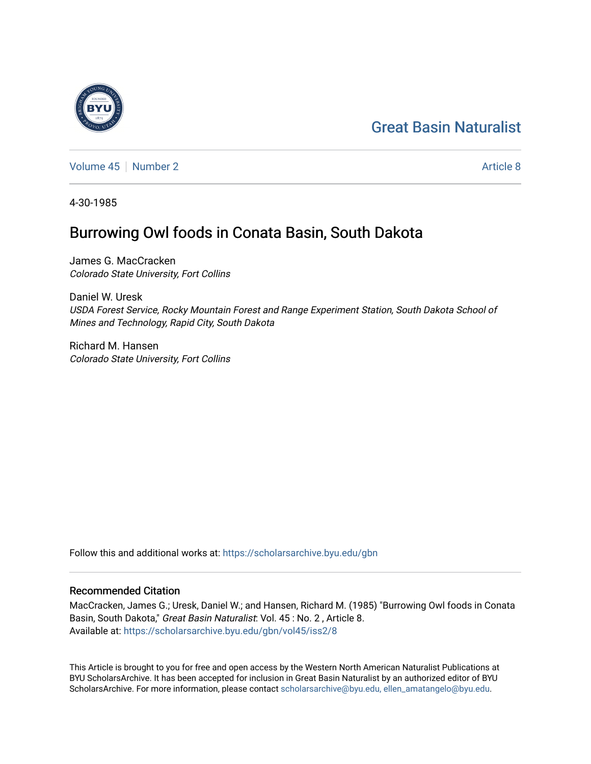# Great Basin Naturalist

Volume 45 | Number 2 | Article 8

4-30-1985

## Burrowing Owl foods in Conata Basin, South Dakota

James G. MacCracken
*Colorado State University, Fort Collins*

Daniel W. Uresk
*USDA Forest Service, Rocky Mountain Forest and Range Experiment Station, South Dakota School of Mines and Technology, Rapid City, South Dakota*

Richard M. Hansen
*Colorado State University, Fort Collins*

Follow this and additional works at: https://scholarsarchive.byu.edu/gbn

### Recommended Citation

MacCracken, James G.; Uresk, Daniel W.; and Hansen, Richard M. (1985) "Burrowing Owl foods in Conata Basin, South Dakota," *Great Basin Naturalist*: Vol. 45 : No. 2 , Article 8.
Available at: https://scholarsarchive.byu.edu/gbn/vol45/iss2/8

This Article is brought to you for free and open access by the Western North American Naturalist Publications at BYU ScholarsArchive. It has been accepted for inclusion in Great Basin Naturalist by an authorized editor of BYU ScholarsArchive. For more information, please contact scholarsarchive@byu.edu, ellen_amatangelo@byu.edu.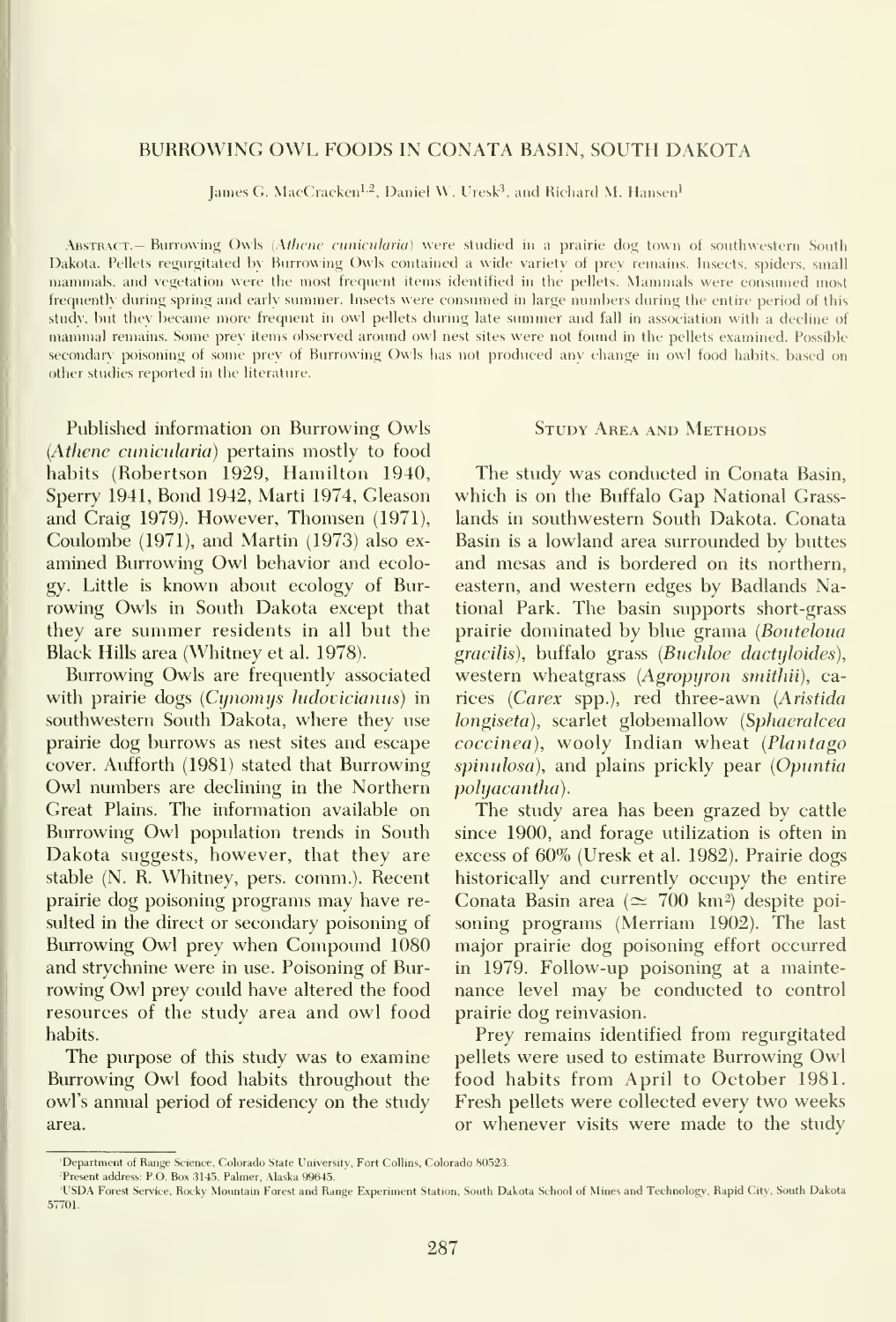# BURROWING OWL FOODS IN CONATA BASIN, SOUTH DAKOTA

James G. MacCracken[1,2], Daniel W. Uresk[3], and Richard M. Hansen[1]

ABSTRACT.— Burrowing Owls (*Athene cunicularia*) were studied in a prairie dog town of southwestern South Dakota. Pellets regurgitated by Burrowing Owls contained a wide variety of prey remains. Insects, spiders, small mammals, and vegetation were the most frequent items identified in the pellets. Mammals were consumed most frequently during spring and early summer. Insects were consumed in large numbers during the entire period of this study, but they became more frequent in owl pellets during late summer and fall in association with a decline of mammal remains. Some prey items observed around owl nest sites were not found in the pellets examined. Possible secondary poisoning of some prey of Burrowing Owls has not produced any change in owl food habits, based on other studies reported in the literature.

Published information on Burrowing Owls (*Athene cunicularia*) pertains mostly to food habits (Robertson 1929, Hamilton 1940, Sperry 1941, Bond 1942, Marti 1974, Gleason and Craig 1979). However, Thomsen (1971), Coulombe (1971), and Martin (1973) also examined Burrowing Owl behavior and ecology. Little is known about ecology of Burrowing Owls in South Dakota except that they are summer residents in all but the Black Hills area (Whitney et al. 1978).

Burrowing Owls are frequently associated with prairie dogs (*Cynomys ludovicianus*) in southwestern South Dakota, where they use prairie dog burrows as nest sites and escape cover. Aufforth (1981) stated that Burrowing Owl numbers are declining in the Northern Great Plains. The information available on Burrowing Owl population trends in South Dakota suggests, however, that they are stable (N. R. Whitney, pers. comm.). Recent prairie dog poisoning programs may have resulted in the direct or secondary poisoning of Burrowing Owl prey when Compound 1080 and strychnine were in use. Poisoning of Burrowing Owl prey could have altered the food resources of the study area and owl food habits.

The purpose of this study was to examine Burrowing Owl food habits throughout the owl's annual period of residency on the study area.

## Study Area and Methods

The study was conducted in Conata Basin, which is on the Buffalo Gap National Grasslands in southwestern South Dakota. Conata Basin is a lowland area surrounded by buttes and mesas and is bordered on its northern, eastern, and western edges by Badlands National Park. The basin supports short-grass prairie dominated by blue grama (*Bouteloua gracilis*), buffalo grass (*Buchloe dactyloides*), western wheatgrass (*Agropyron smithii*), carices (*Carex* spp.), red three-awn (*Aristida longiseta*), scarlet globemallow (*Sphaeralcea coccinea*), wooly Indian wheat (*Plantago spinulosa*), and plains prickly pear (*Opuntia polyacantha*).

The study area has been grazed by cattle since 1900, and forage utilization is often in excess of 60% (Uresk et al. 1982). Prairie dogs historically and currently occupy the entire Conata Basin area ($\simeq$ 700 km$^2$) despite poisoning programs (Merriam 1902). The last major prairie dog poisoning effort occurred in 1979. Follow-up poisoning at a maintenance level may be conducted to control prairie dog reinvasion.

Prey remains identified from regurgitated pellets were used to estimate Burrowing Owl food habits from April to October 1981. Fresh pellets were collected every two weeks or whenever visits were made to the study

[1] Department of Range Science, Colorado State University, Fort Collins, Colorado 80523.

[2] Present address: P.O. Box 3145, Palmer, Alaska 99645.

[3] USDA Forest Service, Rocky Mountain Forest and Range Experiment Station, South Dakota School of Mines and Technology, Rapid City, South Dakota 57701.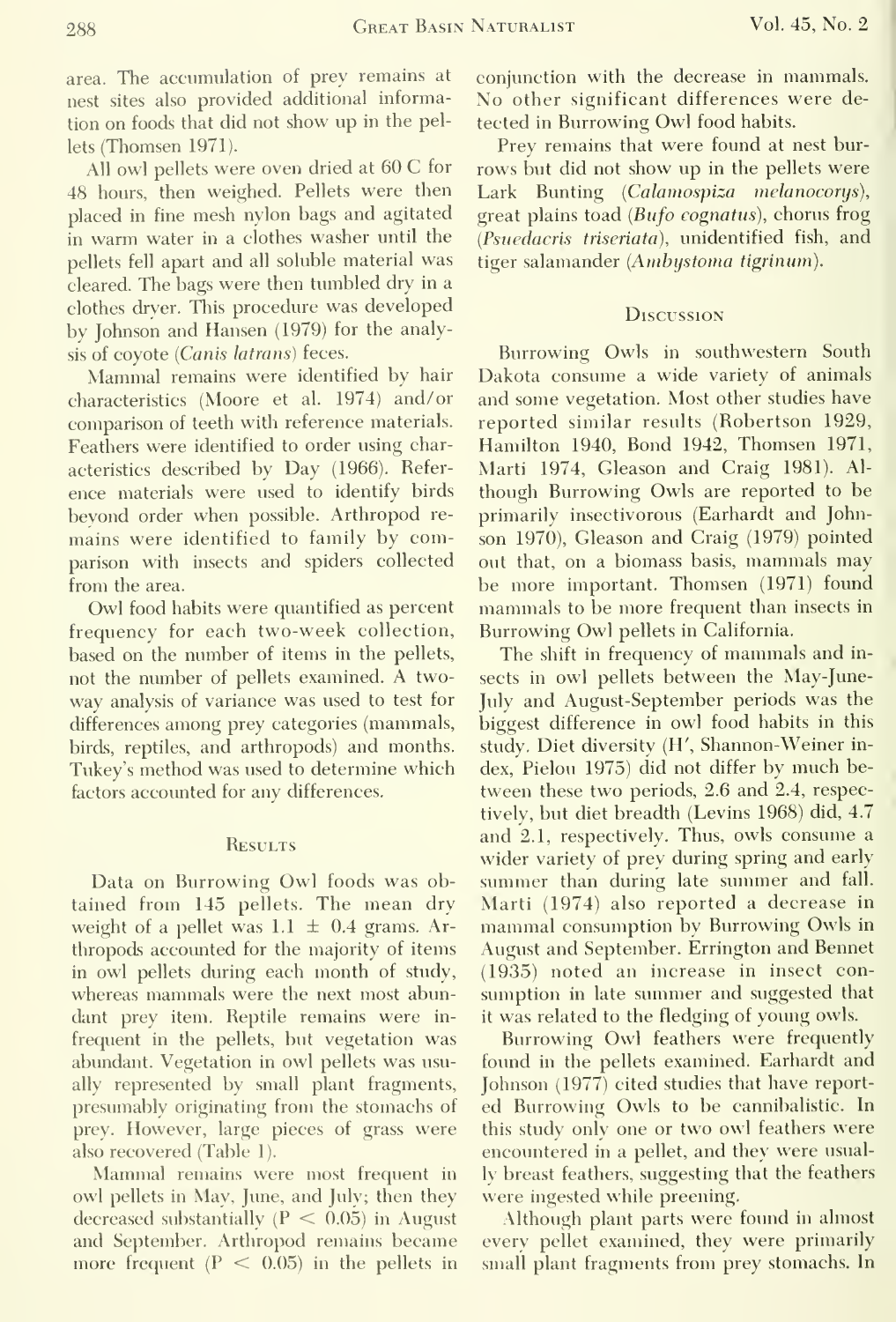area. The accumulation of prey remains at nest sites also provided additional information on foods that did not show up in the pellets (Thomsen 1971).

All owl pellets were oven dried at 60 C for 48 hours, then weighed. Pellets were then placed in fine mesh nylon bags and agitated in warm water in a clothes washer until the pellets fell apart and all soluble material was cleared. The bags were then tumbled dry in a clothes dryer. This procedure was developed by Johnson and Hansen (1979) for the analysis of coyote (*Canis latrans*) feces.

Mammal remains were identified by hair characteristics (Moore et al. 1974) and/or comparison of teeth with reference materials. Feathers were identified to order using characteristics described by Day (1966). Reference materials were used to identify birds beyond order when possible. Arthropod remains were identified to family by comparison with insects and spiders collected from the area.

Owl food habits were quantified as percent frequency for each two-week collection, based on the number of items in the pellets, not the number of pellets examined. A two-way analysis of variance was used to test for differences among prey categories (mammals, birds, reptiles, and arthropods) and months. Tukey's method was used to determine which factors accounted for any differences.

## Results

Data on Burrowing Owl foods was obtained from 145 pellets. The mean dry weight of a pellet was 1.1 ± 0.4 grams. Arthropods accounted for the majority of items in owl pellets during each month of study, whereas mammals were the next most abundant prey item. Reptile remains were infrequent in the pellets, but vegetation was abundant. Vegetation in owl pellets was usually represented by small plant fragments, presumably originating from the stomachs of prey. However, large pieces of grass were also recovered (Table 1).

Mammal remains were most frequent in owl pellets in May, June, and July; then they decreased substantially ($P < 0.05$) in August and September. Arthropod remains became more frequent ($P < 0.05$) in the pellets in conjunction with the decrease in mammals. No other significant differences were detected in Burrowing Owl food habits.

Prey remains that were found at nest burrows but did not show up in the pellets were Lark Bunting (*Calamospiza melanocorys*), great plains toad (*Bufo cognatus*), chorus frog (*Psuedacris triseriata*), unidentified fish, and tiger salamander (*Ambystoma tigrinum*).

## Discussion

Burrowing Owls in southwestern South Dakota consume a wide variety of animals and some vegetation. Most other studies have reported similar results (Robertson 1929, Hamilton 1940, Bond 1942, Thomsen 1971, Marti 1974, Gleason and Craig 1981). Although Burrowing Owls are reported to be primarily insectivorous (Earhardt and Johnson 1970), Gleason and Craig (1979) pointed out that, on a biomass basis, mammals may be more important. Thomsen (1971) found mammals to be more frequent than insects in Burrowing Owl pellets in California.

The shift in frequency of mammals and insects in owl pellets between the May-June-July and August-September periods was the biggest difference in owl food habits in this study. Diet diversity (H′, Shannon-Weiner index, Pielou 1975) did not differ by much between these two periods, 2.6 and 2.4, respectively, but diet breadth (Levins 1968) did, 4.7 and 2.1, respectively. Thus, owls consume a wider variety of prey during spring and early summer than during late summer and fall. Marti (1974) also reported a decrease in mammal consumption by Burrowing Owls in August and September. Errington and Bennet (1935) noted an increase in insect consumption in late summer and suggested that it was related to the fledging of young owls.

Burrowing Owl feathers were frequently found in the pellets examined. Earhardt and Johnson (1977) cited studies that have reported Burrowing Owls to be cannibalistic. In this study only one or two owl feathers were encountered in a pellet, and they were usually breast feathers, suggesting that the feathers were ingested while preening.

Although plant parts were found in almost every pellet examined, they were primarily small plant fragments from prey stomachs. In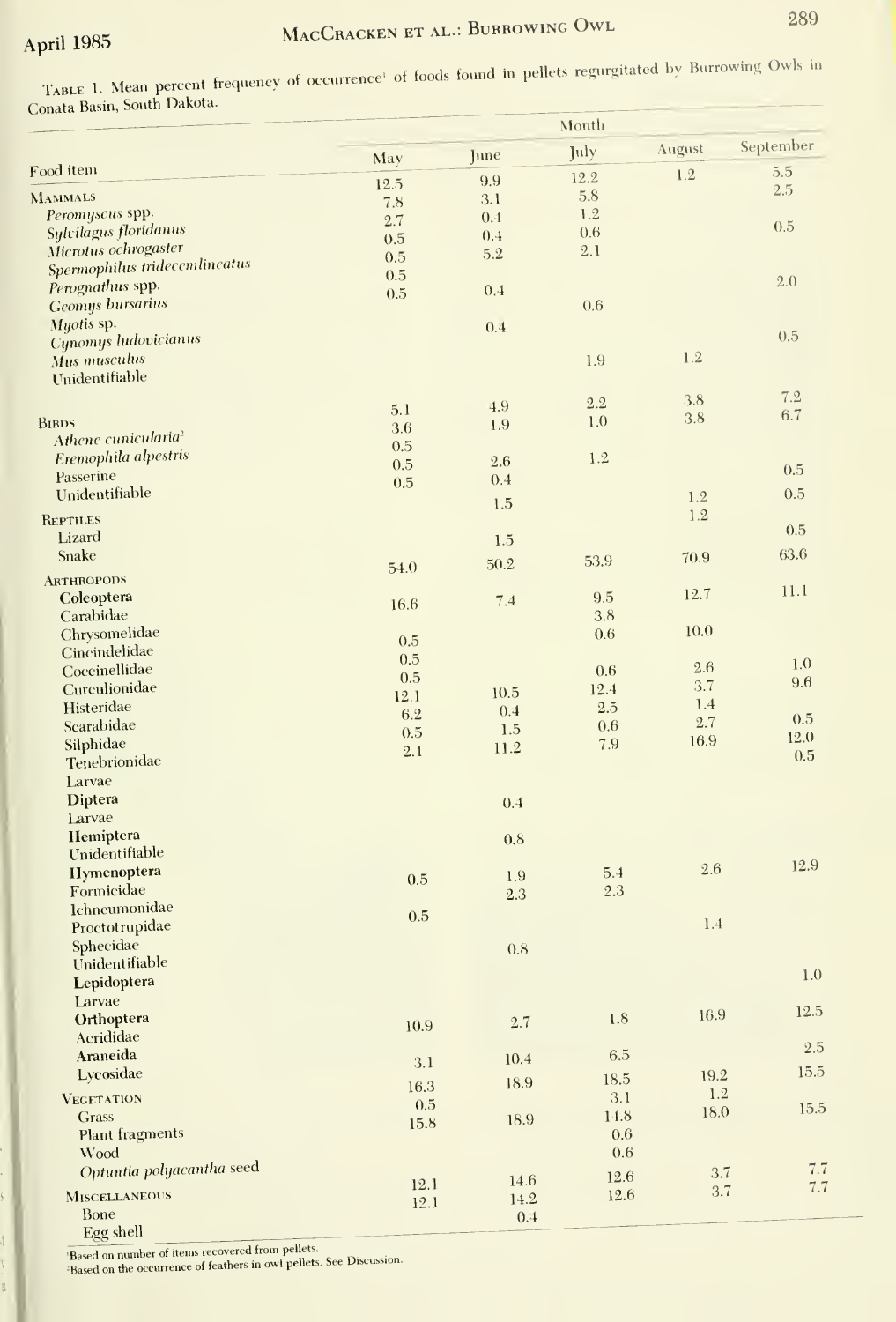TABLE 1. Mean percent frequency of occurrence[1] of foods found in pellets regurgitated by Burrowing Owls in Conata Basin, South Dakota.

| Food item | May | June | July | August | September |
|---|---|---|---|---|---|
| **MAMMALS** | 12.5 | 9.9 | 12.2 | 1.2 | 5.5 |
| *Peromyscus* spp. | 7.8 | 3.1 | 5.8 | | 2.5 |
| *Sylvilagus floridanus* | 2.7 | 0.4 | 1.2 | | |
| *Microtus ochrogaster* | 0.5 | 0.4 | 0.6 | | 0.5 |
| *Spermophilus tridecemlineatus* | 0.5 | 5.2 | 2.1 | | |
| *Perognathus* spp. | 0.5 | | | | |
| *Geomys bursarius* | 0.5 | 0.4 | | | 2.0 |
| *Myotis* sp. | | | 0.6 | | |
| *Cynomys ludovicianus* | | 0.4 | | | |
| *Mus musculus* | | | | | 0.5 |
| Unidentifiable | | | 1.9 | 1.2 | |
| **BIRDS** | 5.1 | 4.9 | 2.2 | 3.8 | 7.2 |
| *Athene cunicularia*[2] | 3.6 | 1.9 | 1.0 | 3.8 | 6.7 |
| *Eremophila alpestris* | 0.5 | | | | |
| Passerine | 0.5 | 2.6 | 1.2 | | |
| Unidentifiable | 0.5 | 0.4 | | | 0.5 |
| **REPTILES** | | 1.5 | | 1.2 | 0.5 |
| Lizard | | | | 1.2 | |
| Snake | | 1.5 | | | 0.5 |
| **ARTHROPODS** | 54.0 | 50.2 | 53.9 | 70.9 | 63.6 |
| **Coleoptera** | | | | | |
| Carabidae | 16.6 | 7.4 | 9.5 | 12.7 | 11.1 |
| Chrysomelidae | | | 3.8 | | |
| Cincindelidae | 0.5 | | 0.6 | 10.0 | |
| Coccinellidae | 0.5 | | | | |
| Curculionidae | 0.5 | 10.5 | 0.6 | 2.6 | 1.0 |
| Histeridae | 12.1 | 0.4 | 12.4 | 3.7 | 9.6 |
| Scarabidae | 6.2 | 1.5 | 2.5 | 1.4 | |
| Silphidae | 0.5 | | 0.6 | 2.7 | 0.5 |
| Tenebrionidae | 2.1 | 11.2 | 7.9 | 16.9 | 12.0 |
| Larvae | | | | | 0.5 |
| **Diptera** | | | | | |
| Larvae | | 0.4 | | | |
| **Hemiptera** | | | | | |
| Unidentifiable | | 0.8 | | | |
| **Hymenoptera** | | | | | |
| Formicidae | 0.5 | 1.9 | 5.4 | 2.6 | 12.9 |
| Ichneumonidae | | 2.3 | 2.3 | | |
| Proctotrupidae | 0.5 | | | | |
| Sphecidae | | | | 1.4 | |
| Unidentifiable | | 0.8 | | | |
| **Lepidoptera** | | | | | |
| Larvae | | | | | 1.0 |
| **Orthoptera** | | | | | |
| Acrididae | 10.9 | 2.7 | 1.8 | 16.9 | 12.5 |
| **Araneida** | | | | | |
| Lycosidae | 3.1 | 10.4 | 6.5 | | 2.5 |
| **VEGETATION** | 16.3 | 18.9 | 18.5 | 19.2 | 15.5 |
| Grass | 0.5 | | 3.1 | 1.2 | |
| Plant fragments | 15.8 | 18.9 | 14.8 | 18.0 | 15.5 |
| Wood | | | 0.6 | | |
| *Optuntia polyacantha* seed | | | 0.6 | | |
| **MISCELLANEOUS** | 12.1 | 14.6 | 12.6 | 3.7 | 7.7 |
| Bone | 12.1 | 14.2 | 12.6 | 3.7 | 7.7 |
| Egg shell | | 0.4 | | | |

[1] Based on number of items recovered from pellets.
[2] Based on the occurrence of feathers in owl pellets. See Discussion.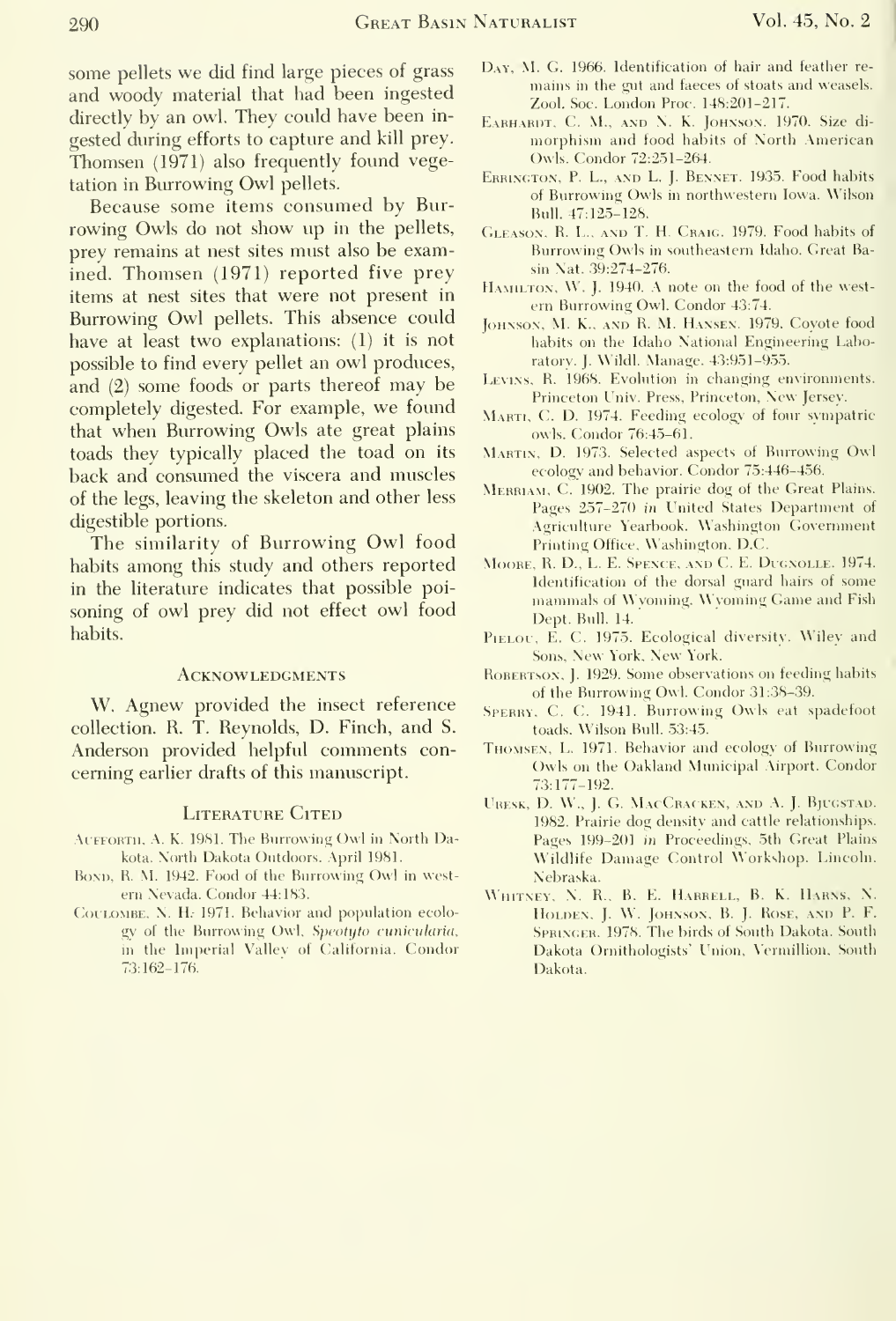some pellets we did find large pieces of grass and woody material that had been ingested directly by an owl. They could have been ingested during efforts to capture and kill prey. Thomsen (1971) also frequently found vegetation in Burrowing Owl pellets.

Because some items consumed by Burrowing Owls do not show up in the pellets, prey remains at nest sites must also be examined. Thomsen (1971) reported five prey items at nest sites that were not present in Burrowing Owl pellets. This absence could have at least two explanations: (1) it is not possible to find every pellet an owl produces, and (2) some foods or parts thereof may be completely digested. For example, we found that when Burrowing Owls ate great plains toads they typically placed the toad on its back and consumed the viscera and muscles of the legs, leaving the skeleton and other less digestible portions.

The similarity of Burrowing Owl food habits among this study and others reported in the literature indicates that possible poisoning of owl prey did not effect owl food habits.

## Acknowledgments

W. Agnew provided the insect reference collection. R. T. Reynolds, D. Finch, and S. Anderson provided helpful comments concerning earlier drafts of this manuscript.

## Literature Cited

Aufforth, A. K. 1981. The Burrowing Owl in North Dakota. North Dakota Outdoors. April 1981.

Bond, R. M. 1942. Food of the Burrowing Owl in western Nevada. Condor 44:183.

Coulombe, N. H. 1971. Behavior and population ecology of the Burrowing Owl, *Speotyto cunicularia*, in the Imperial Valley of California. Condor 73:162–176.

Day, M. G. 1966. Identification of hair and feather remains in the gut and faeces of stoats and weasels. Zool. Soc. London Proc. 148:201–217.

Earhardt, C. M., and N. K. Johnson. 1970. Size dimorphism and food habits of North American Owls. Condor 72:251–264.

Errington, P. L., and L. J. Bennet. 1935. Food habits of Burrowing Owls in northwestern Iowa. Wilson Bull. 47:125–128.

Gleason, R. L., and T. H. Craig. 1979. Food habits of Burrowing Owls in southeastern Idaho. Great Basin Nat. 39:274–276.

Hamilton, W. J. 1940. A note on the food of the western Burrowing Owl. Condor 43:74.

Johnson, M. K., and R. M. Hansen. 1979. Coyote food habits on the Idaho National Engineering Laboratory. J. Wildl. Manage. 43:951–955.

Levins, R. 1968. Evolution in changing environments. Princeton Univ. Press, Princeton, New Jersey.

Marti, C. D. 1974. Feeding ecology of four sympatric owls. Condor 76:45–61.

Martin, D. 1973. Selected aspects of Burrowing Owl ecology and behavior. Condor 75:446–456.

Merriam, C. 1902. The prairie dog of the Great Plains. Pages 257–270 *in* United States Department of Agriculture Yearbook. Washington Government Printing Office, Washington, D.C.

Moore, R. D., L. E. Spence, and C. E. Dugnolle. 1974. Identification of the dorsal guard hairs of some mammals of Wyoming. Wyoming Game and Fish Dept. Bull. 14.

Pielou, E. C. 1975. Ecological diversity. Wiley and Sons, New York, New York.

Robertson, J. 1929. Some observations on feeding habits of the Burrowing Owl. Condor 31:38–39.

Sperry, C. C. 1941. Burrowing Owls eat spadefoot toads. Wilson Bull. 53:45.

Thomsen, L. 1971. Behavior and ecology of Burrowing Owls on the Oakland Municipal Airport. Condor 73:177–192.

Uresk, D. W., J. G. MacCracken, and A. J. Bjugstad. 1982. Prairie dog density and cattle relationships. Pages 199–201 *in* Proceedings, 5th Great Plains Wildlife Damage Control Workshop. Lincoln, Nebraska.

Whitney, N. R., B. E. Harrell, B. K. Harns, N. Holden, J. W. Johnson, B. J. Rose, and P. F. Springer. 1978. The birds of South Dakota. South Dakota Ornithologists' Union, Vermillion, South Dakota.